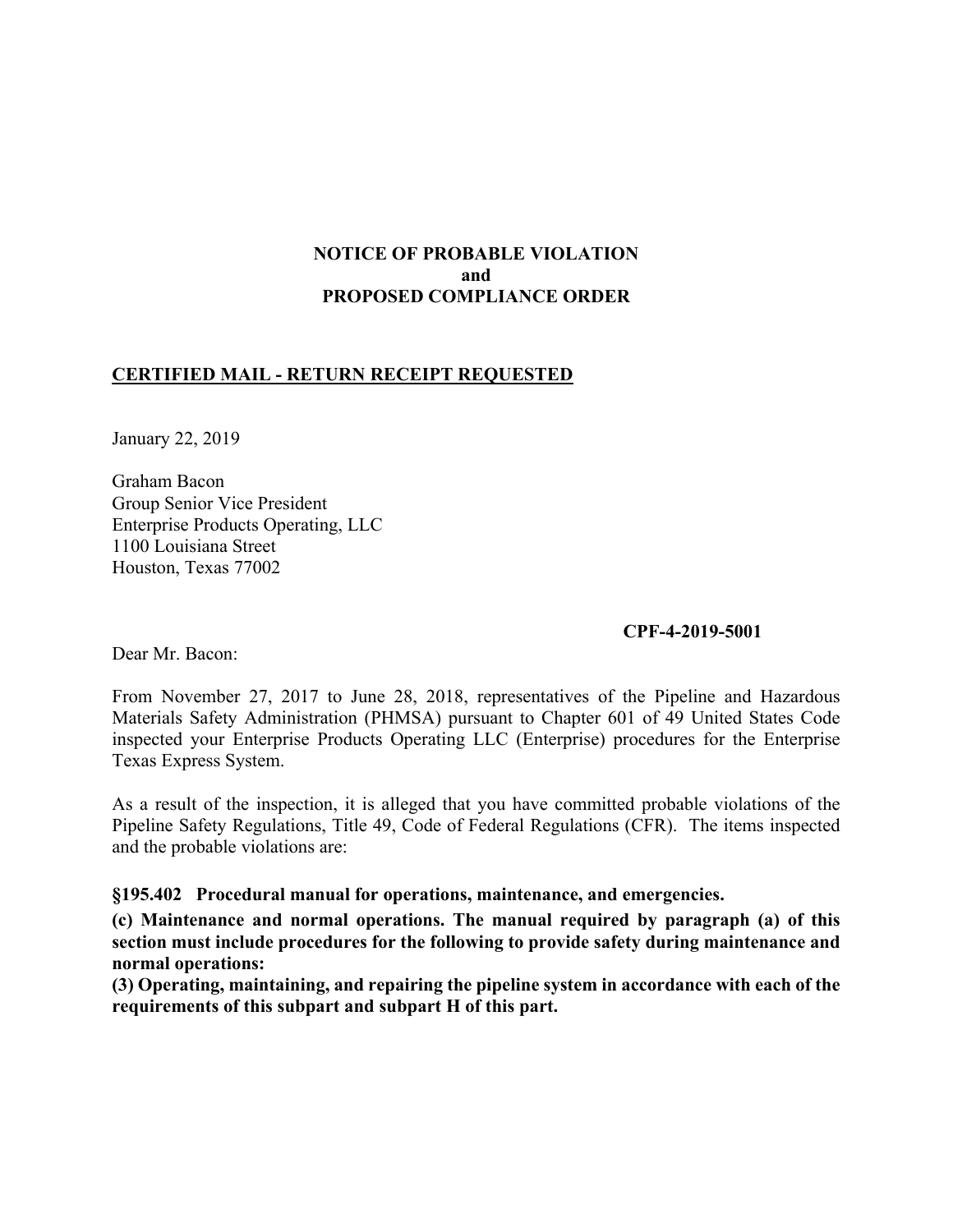**NOTICE OF PROBABLE VIOLATION**
**and**
**PROPOSED COMPLIANCE ORDER**

**CERTIFIED MAIL - RETURN RECEIPT REQUESTED**

January 22, 2019

Graham Bacon
Group Senior Vice President
Enterprise Products Operating, LLC
1100 Louisiana Street
Houston, Texas 77002

**CPF-4-2019-5001**

Dear Mr. Bacon:

From November 27, 2017 to June 28, 2018, representatives of the Pipeline and Hazardous Materials Safety Administration (PHMSA) pursuant to Chapter 601 of 49 United States Code inspected your Enterprise Products Operating LLC (Enterprise) procedures for the Enterprise Texas Express System.

As a result of the inspection, it is alleged that you have committed probable violations of the Pipeline Safety Regulations, Title 49, Code of Federal Regulations (CFR). The items inspected and the probable violations are:

**§195.402 Procedural manual for operations, maintenance, and emergencies.**

**(c) Maintenance and normal operations. The manual required by paragraph (a) of this section must include procedures for the following to provide safety during maintenance and normal operations:**

**(3) Operating, maintaining, and repairing the pipeline system in accordance with each of the requirements of this subpart and subpart H of this part.**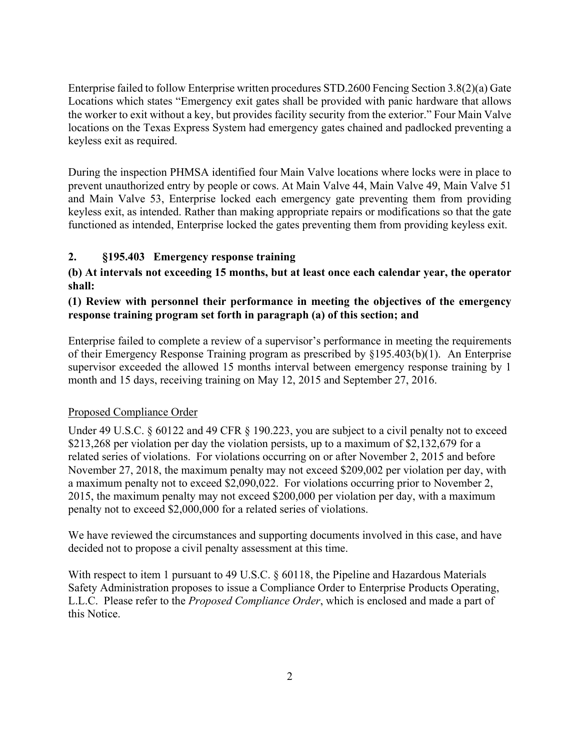Enterprise failed to follow Enterprise written procedures STD.2600 Fencing Section 3.8(2)(a) Gate Locations which states "Emergency exit gates shall be provided with panic hardware that allows the worker to exit without a key, but provides facility security from the exterior." Four Main Valve locations on the Texas Express System had emergency gates chained and padlocked preventing a keyless exit as required.

During the inspection PHMSA identified four Main Valve locations where locks were in place to prevent unauthorized entry by people or cows. At Main Valve 44, Main Valve 49, Main Valve 51 and Main Valve 53, Enterprise locked each emergency gate preventing them from providing keyless exit, as intended. Rather than making appropriate repairs or modifications so that the gate functioned as intended, Enterprise locked the gates preventing them from providing keyless exit.

**2. §195.403 Emergency response training**

**(b) At intervals not exceeding 15 months, but at least once each calendar year, the operator shall:**

**(1) Review with personnel their performance in meeting the objectives of the emergency response training program set forth in paragraph (a) of this section; and**

Enterprise failed to complete a review of a supervisor's performance in meeting the requirements of their Emergency Response Training program as prescribed by §195.403(b)(1). An Enterprise supervisor exceeded the allowed 15 months interval between emergency response training by 1 month and 15 days, receiving training on May 12, 2015 and September 27, 2016.

Proposed Compliance Order

Under 49 U.S.C. § 60122 and 49 CFR § 190.223, you are subject to a civil penalty not to exceed $213,268 per violation per day the violation persists, up to a maximum of $2,132,679 for a related series of violations. For violations occurring on or after November 2, 2015 and before November 27, 2018, the maximum penalty may not exceed $209,002 per violation per day, with a maximum penalty not to exceed $2,090,022. For violations occurring prior to November 2, 2015, the maximum penalty may not exceed $200,000 per violation per day, with a maximum penalty not to exceed $2,000,000 for a related series of violations.

We have reviewed the circumstances and supporting documents involved in this case, and have decided not to propose a civil penalty assessment at this time.

With respect to item 1 pursuant to 49 U.S.C. § 60118, the Pipeline and Hazardous Materials Safety Administration proposes to issue a Compliance Order to Enterprise Products Operating, L.L.C. Please refer to the *Proposed Compliance Order*, which is enclosed and made a part of this Notice.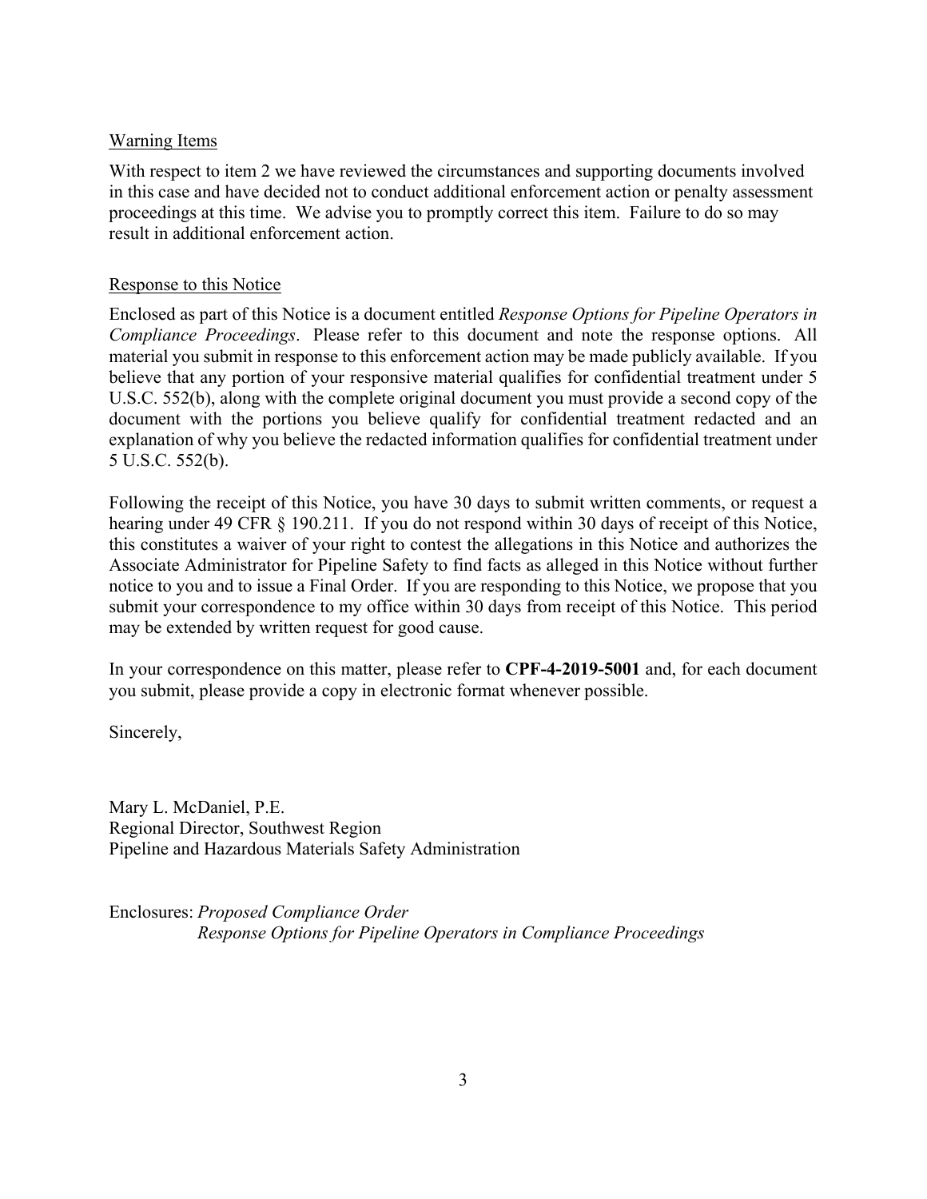Warning Items

With respect to item 2 we have reviewed the circumstances and supporting documents involved in this case and have decided not to conduct additional enforcement action or penalty assessment proceedings at this time. We advise you to promptly correct this item. Failure to do so may result in additional enforcement action.

Response to this Notice

Enclosed as part of this Notice is a document entitled *Response Options for Pipeline Operators in Compliance Proceedings*. Please refer to this document and note the response options. All material you submit in response to this enforcement action may be made publicly available. If you believe that any portion of your responsive material qualifies for confidential treatment under 5 U.S.C. 552(b), along with the complete original document you must provide a second copy of the document with the portions you believe qualify for confidential treatment redacted and an explanation of why you believe the redacted information qualifies for confidential treatment under 5 U.S.C. 552(b).

Following the receipt of this Notice, you have 30 days to submit written comments, or request a hearing under 49 CFR § 190.211. If you do not respond within 30 days of receipt of this Notice, this constitutes a waiver of your right to contest the allegations in this Notice and authorizes the Associate Administrator for Pipeline Safety to find facts as alleged in this Notice without further notice to you and to issue a Final Order. If you are responding to this Notice, we propose that you submit your correspondence to my office within 30 days from receipt of this Notice. This period may be extended by written request for good cause.

In your correspondence on this matter, please refer to **CPF-4-2019-5001** and, for each document you submit, please provide a copy in electronic format whenever possible.

Sincerely,

Mary L. McDaniel, P.E.
Regional Director, Southwest Region
Pipeline and Hazardous Materials Safety Administration

Enclosures: *Proposed Compliance Order*
*Response Options for Pipeline Operators in Compliance Proceedings*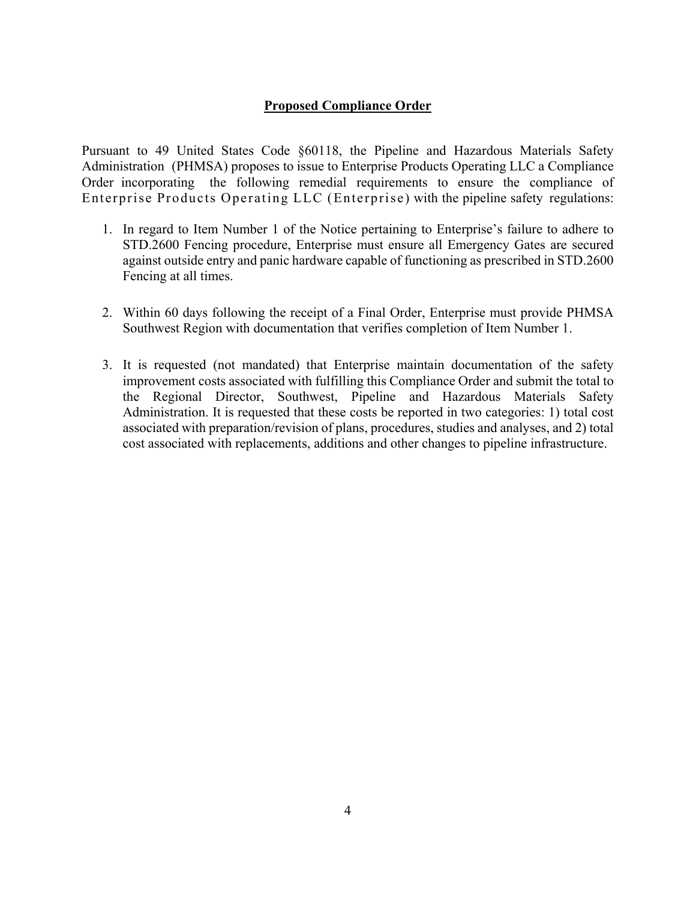## Proposed Compliance Order

Pursuant to 49 United States Code §60118, the Pipeline and Hazardous Materials Safety Administration (PHMSA) proposes to issue to Enterprise Products Operating LLC a Compliance Order incorporating the following remedial requirements to ensure the compliance of Enterprise Products Operating LLC (Enterprise) with the pipeline safety regulations:

1. In regard to Item Number 1 of the Notice pertaining to Enterprise's failure to adhere to STD.2600 Fencing procedure, Enterprise must ensure all Emergency Gates are secured against outside entry and panic hardware capable of functioning as prescribed in STD.2600 Fencing at all times.

2. Within 60 days following the receipt of a Final Order, Enterprise must provide PHMSA Southwest Region with documentation that verifies completion of Item Number 1.

3. It is requested (not mandated) that Enterprise maintain documentation of the safety improvement costs associated with fulfilling this Compliance Order and submit the total to the Regional Director, Southwest, Pipeline and Hazardous Materials Safety Administration. It is requested that these costs be reported in two categories: 1) total cost associated with preparation/revision of plans, procedures, studies and analyses, and 2) total cost associated with replacements, additions and other changes to pipeline infrastructure.